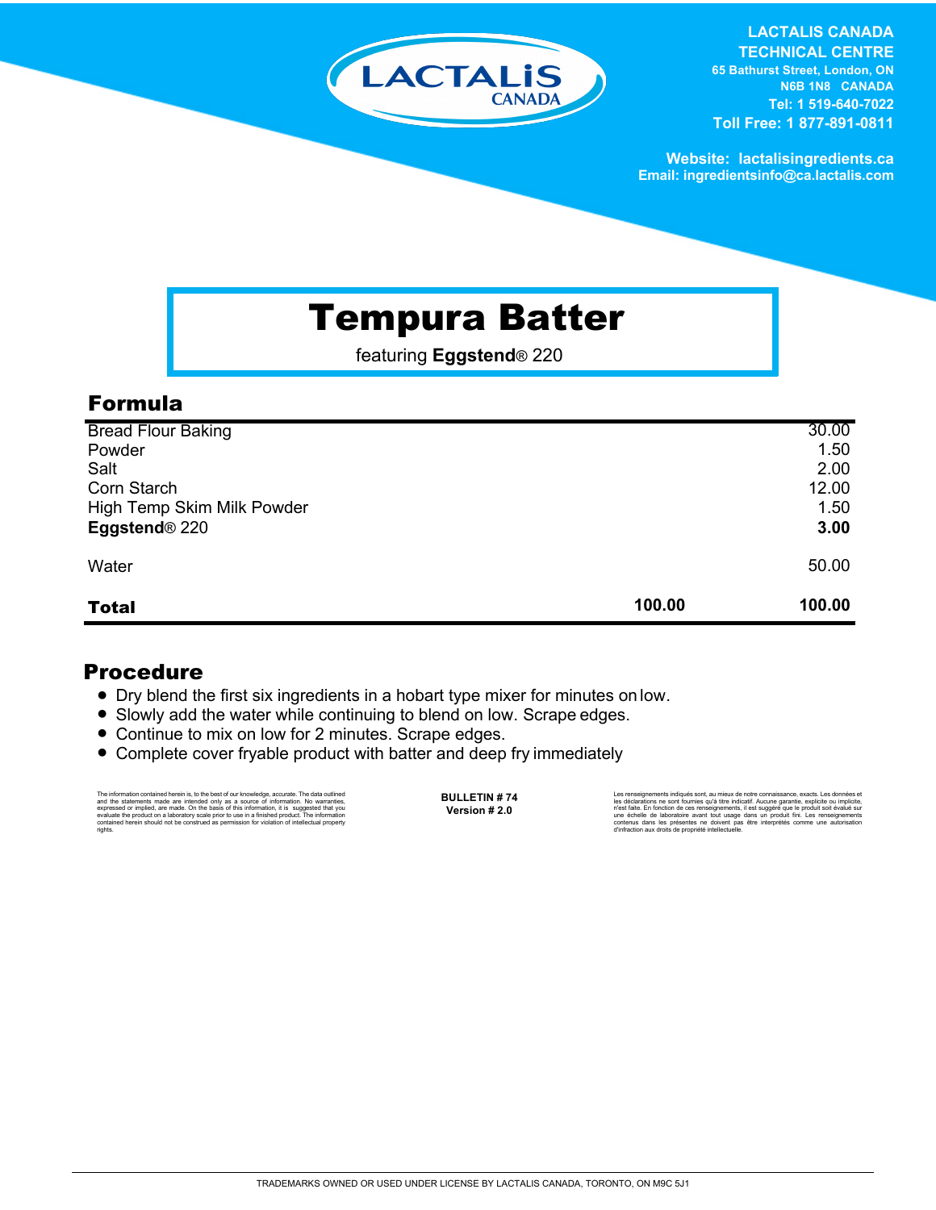LACTALIS CANADA
TECHNICAL CENTRE
65 Bathurst Street, London, ON
N6B 1N8 CANADA
Tel: 1 519-640-7022
Toll Free: 1 877-891-0811

Website: lactalisingredients.ca
Email: ingredientsinfo@ca.lactalis.com

# Tempura Batter

featuring **Eggstend**® 220

## Formula

| | | |
|---|---|---|
| Bread Flour Baking | | 30.00 |
| Powder | | 1.50 |
| Salt | | 2.00 |
| Corn Starch | | 12.00 |
| High Temp Skim Milk Powder | | 1.50 |
| **Eggstend**® 220 | | **3.00** |
| Water | | 50.00 |
| **Total** | **100.00** | **100.00** |

## Procedure

- Dry blend the first six ingredients in a hobart type mixer for minutes on low.
- Slowly add the water while continuing to blend on low. Scrape edges.
- Continue to mix on low for 2 minutes. Scrape edges.
- Complete cover fryable product with batter and deep fry immediately

The information contained herein is, to the best of our knowledge, accurate. The data outlined and the statements made are intended only as a source of information. No warranties, expressed or implied, are made. On the basis of this information, it is suggested that you evaluate the product on a laboratory scale prior to use in a finished product. The information contained herein should not be construed as permission for violation of intellectual property rights.

**BULLETIN # 74**
**Version # 2.0**

Les renseignements indiqués sont, au mieux de notre connaissance, exacts. Les données et les déclarations ne sont fournies qu'à titre indicatif. Aucune garantie, explicite ou implicite, n'est faite. En fonction de ces renseignements, il est suggéré que le produit soit évalué sur une échelle de laboratoire avant tout usage dans un produit fini. Les renseignements contenus dans les présentes ne doivent pas être interprétés comme une autorisation d'infraction aux droits de propriété intellectuelle.

TRADEMARKS OWNED OR USED UNDER LICENSE BY LACTALIS CANADA, TORONTO, ON M9C 5J1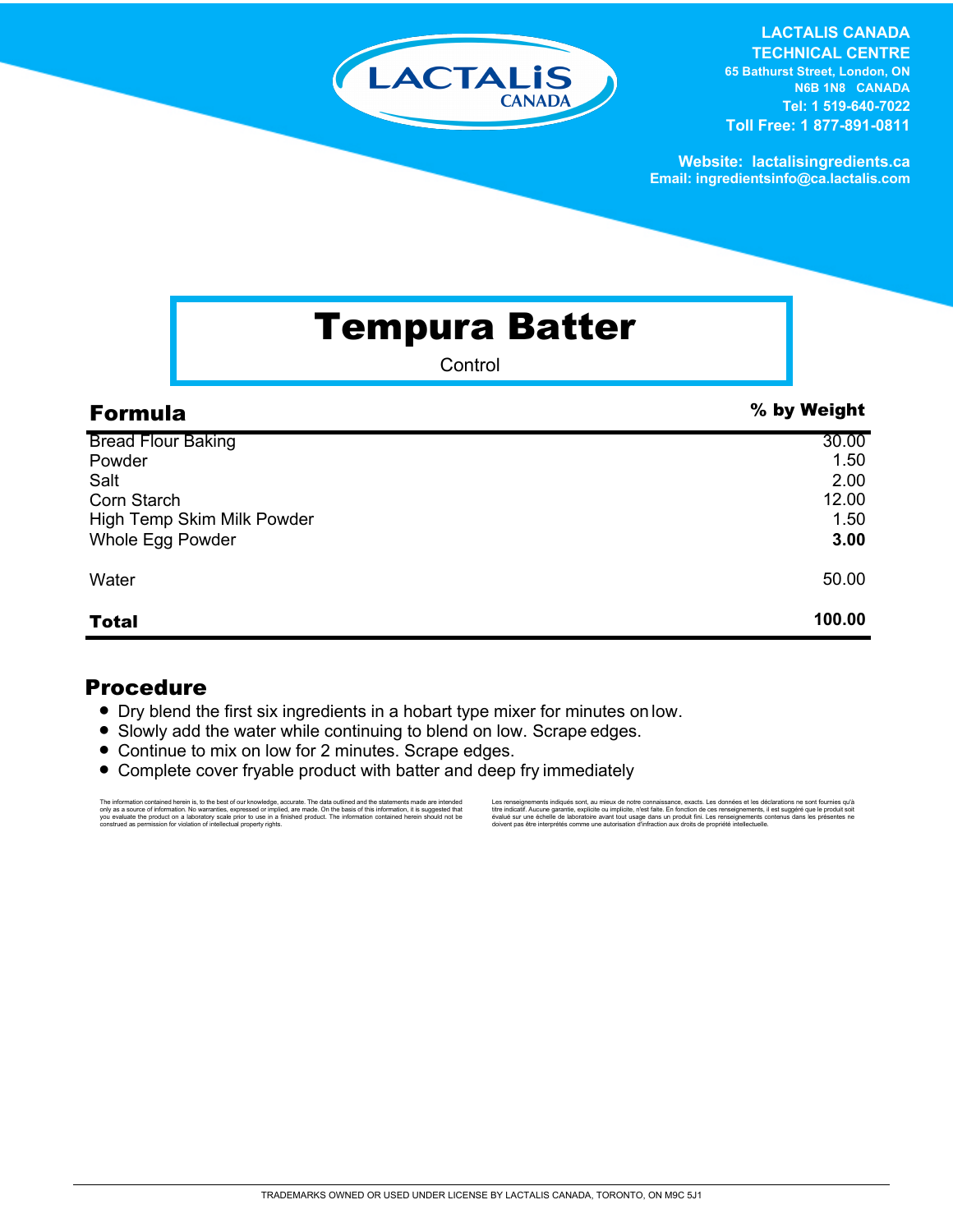LACTALIS CANADA
TECHNICAL CENTRE
65 Bathurst Street, London, ON
N6B 1N8 CANADA
Tel: 1 519-640-7022
Toll Free: 1 877-891-0811

Website: lactalisingredients.ca
Email: ingredientsinfo@ca.lactalis.com

# Tempura Batter

Control

## Formula

| Formula | % by Weight |
|---|---|
| Bread Flour Baking | 30.00 |
| Powder | 1.50 |
| Salt | 2.00 |
| Corn Starch | 12.00 |
| High Temp Skim Milk Powder | 1.50 |
| Whole Egg Powder | **3.00** |
| Water | 50.00 |
| **Total** | **100.00** |

## Procedure

- Dry blend the first six ingredients in a hobart type mixer for minutes on low.
- Slowly add the water while continuing to blend on low. Scrape edges.
- Continue to mix on low for 2 minutes. Scrape edges.
- Complete cover fryable product with batter and deep fry immediately

The information contained herein is, to the best of our knowledge, accurate. The data outlined and the statements made are intended only as a source of information. No warranties, expressed or implied, are made. On the basis of this information, it is suggested that you evaluate the product on a laboratory scale prior to use in a finished product. The information contained herein should not be construed as permission for violation of intellectual property rights.

Les renseignements indiqués sont, au mieux de notre connaissance, exacts. Les données et les déclarations ne sont fournies qu'à titre indicatif. Aucune garantie, explicite ou implicite, n'est faite. En fonction de ces renseignements, il est suggéré que le produit soit évalué sur une échelle de laboratoire avant tout usage dans un produit fini. Les renseignements contenus dans les présentes ne doivent pas être interprétés comme une autorisation d'infraction aux droits de propriété intellectuelle.

TRADEMARKS OWNED OR USED UNDER LICENSE BY LACTALIS CANADA, TORONTO, ON M9C 5J1